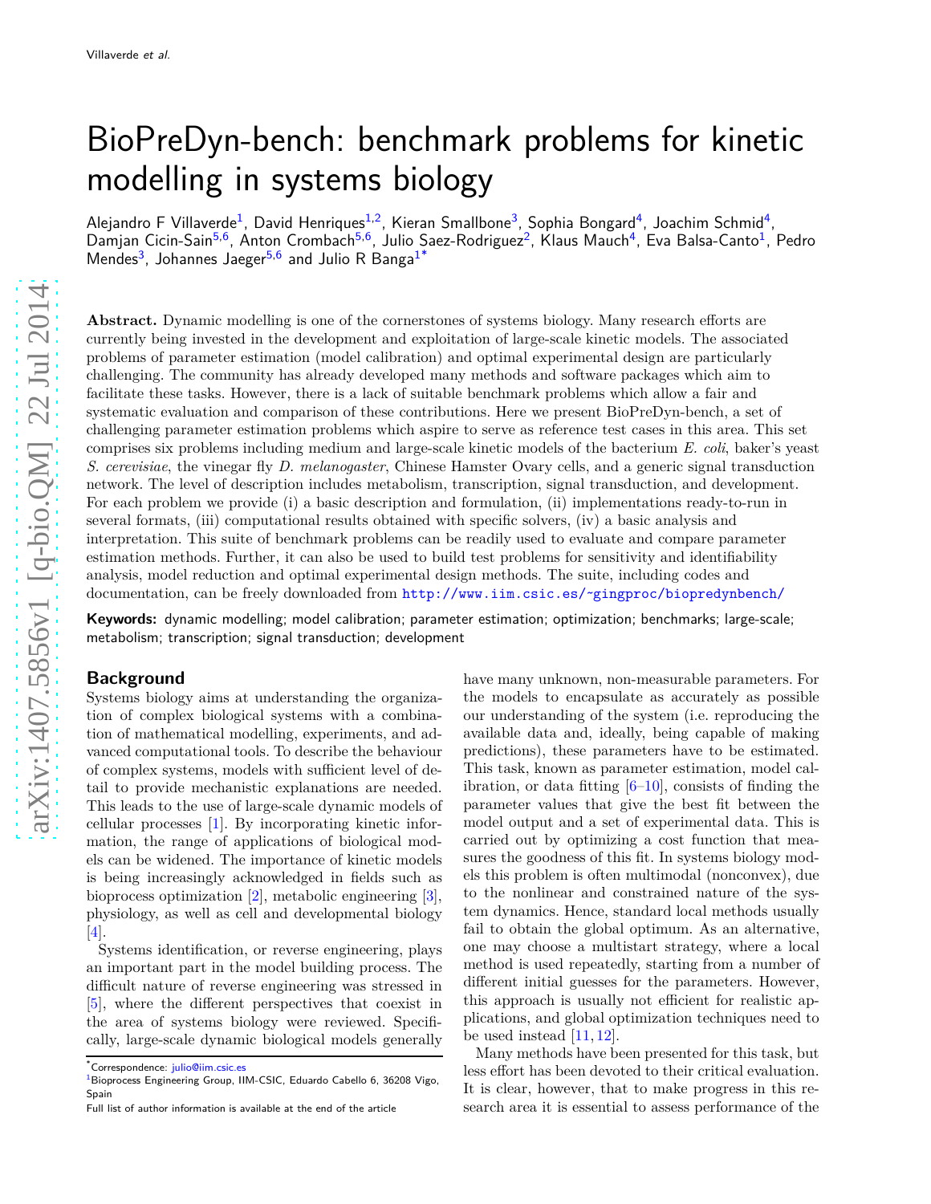# BioPreDyn-bench: benchmark problems for kinetic modelling in systems biology

Alejandro F Villaverde[1], David Henriques[1,2], Kieran Smallbone[3], Sophia Bongard[4], Joachim Schmid[4], Damjan Cicin-Sain[5,6], Anton Crombach[5,6], Julio Saez-Rodriguez[2], Klaus Mauch[4], Eva Balsa-Canto[1], Pedro Mendes[3], Johannes Jaeger[5,6] and Julio R Banga[1*]

**Abstract.** Dynamic modelling is one of the cornerstones of systems biology. Many research efforts are currently being invested in the development and exploitation of large-scale kinetic models. The associated problems of parameter estimation (model calibration) and optimal experimental design are particularly challenging. The community has already developed many methods and software packages which aim to facilitate these tasks. However, there is a lack of suitable benchmark problems which allow a fair and systematic evaluation and comparison of these contributions. Here we present BioPreDyn-bench, a set of challenging parameter estimation problems which aspire to serve as reference test cases in this area. This set comprises six problems including medium and large-scale kinetic models of the bacterium *E. coli*, baker's yeast *S. cerevisiae*, the vinegar fly *D. melanogaster*, Chinese Hamster Ovary cells, and a generic signal transduction network. The level of description includes metabolism, transcription, signal transduction, and development. For each problem we provide (i) a basic description and formulation, (ii) implementations ready-to-run in several formats, (iii) computational results obtained with specific solvers, (iv) a basic analysis and interpretation. This suite of benchmark problems can be readily used to evaluate and compare parameter estimation methods. Further, it can also be used to build test problems for sensitivity and identifiability analysis, model reduction and optimal experimental design methods. The suite, including codes and documentation, can be freely downloaded from http://www.iim.csic.es/~gingproc/biopredynbench/

**Keywords:** dynamic modelling; model calibration; parameter estimation; optimization; benchmarks; large-scale; metabolism; transcription; signal transduction; development

## Background

Systems biology aims at understanding the organization of complex biological systems with a combination of mathematical modelling, experiments, and advanced computational tools. To describe the behaviour of complex systems, models with sufficient level of detail to provide mechanistic explanations are needed. This leads to the use of large-scale dynamic models of cellular processes [1]. By incorporating kinetic information, the range of applications of biological models can be widened. The importance of kinetic models is being increasingly acknowledged in fields such as bioprocess optimization [2], metabolic engineering [3], physiology, as well as cell and developmental biology [4].

Systems identification, or reverse engineering, plays an important part in the model building process. The difficult nature of reverse engineering was stressed in [5], where the different perspectives that coexist in the area of systems biology were reviewed. Specifically, large-scale dynamic biological models generally have many unknown, non-measurable parameters. For the models to encapsulate as accurately as possible our understanding of the system (i.e. reproducing the available data and, ideally, being capable of making predictions), these parameters have to be estimated. This task, known as parameter estimation, model calibration, or data fitting [6–10], consists of finding the parameter values that give the best fit between the model output and a set of experimental data. This is carried out by optimizing a cost function that measures the goodness of this fit. In systems biology models this problem is often multimodal (nonconvex), due to the nonlinear and constrained nature of the system dynamics. Hence, standard local methods usually fail to obtain the global optimum. As an alternative, one may choose a multistart strategy, where a local method is used repeatedly, starting from a number of different initial guesses for the parameters. However, this approach is usually not efficient for realistic applications, and global optimization techniques need to be used instead [11, 12].

Many methods have been presented for this task, but less effort has been devoted to their critical evaluation. It is clear, however, that to make progress in this research area it is essential to assess performance of the

*Correspondence: julio@iim.csic.es
[1]Bioprocess Engineering Group, IIM-CSIC, Eduardo Cabello 6, 36208 Vigo, Spain
Full list of author information is available at the end of the article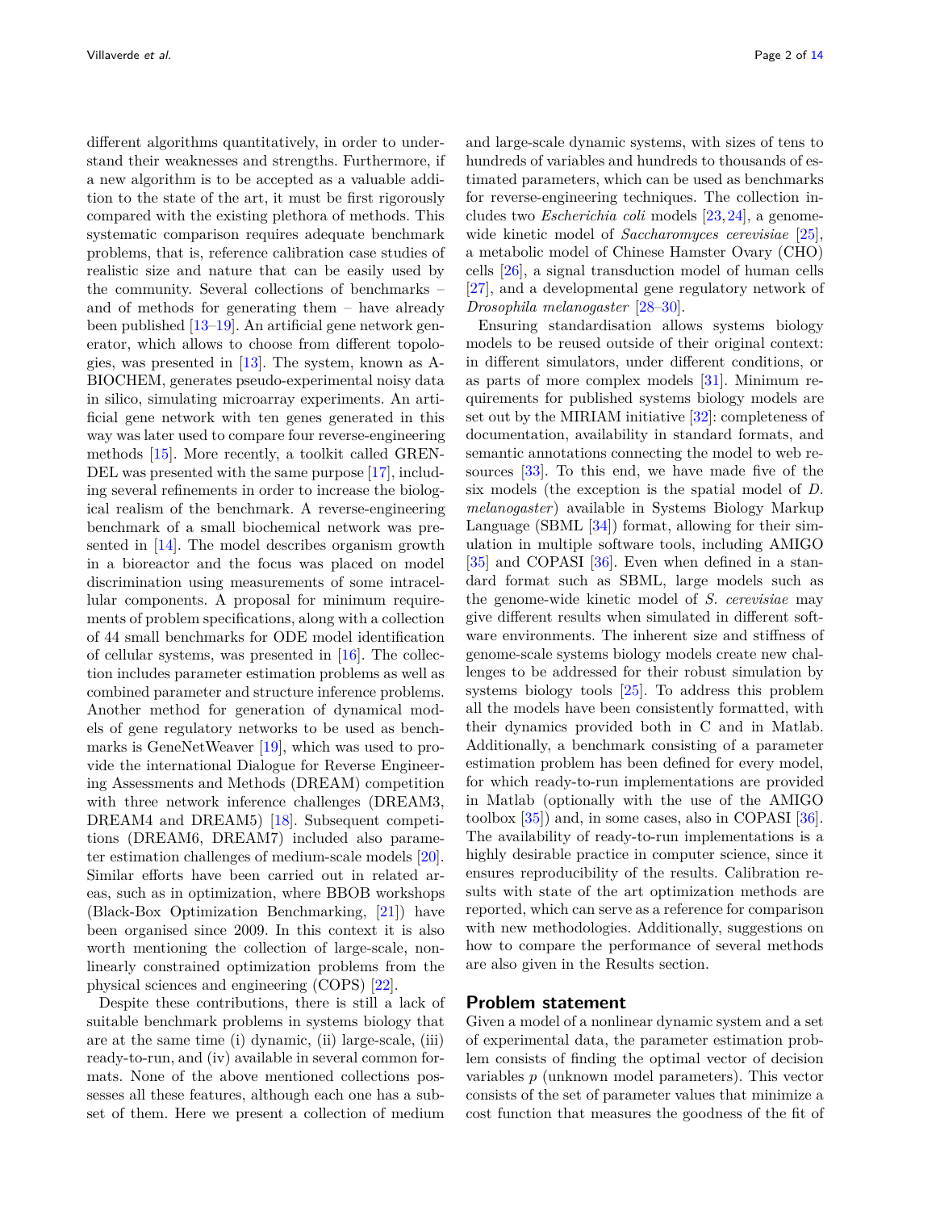different algorithms quantitatively, in order to understand their weaknesses and strengths. Furthermore, if a new algorithm is to be accepted as a valuable addition to the state of the art, it must be first rigorously compared with the existing plethora of methods. This systematic comparison requires adequate benchmark problems, that is, reference calibration case studies of realistic size and nature that can be easily used by the community. Several collections of benchmarks – and of methods for generating them – have already been published [13–19]. An artificial gene network generator, which allows to choose from different topologies, was presented in [13]. The system, known as A-BIOCHEM, generates pseudo-experimental noisy data in silico, simulating microarray experiments. An artificial gene network with ten genes generated in this way was later used to compare four reverse-engineering methods [15]. More recently, a toolkit called GRENDEL was presented with the same purpose [17], including several refinements in order to increase the biological realism of the benchmark. A reverse-engineering benchmark of a small biochemical network was presented in [14]. The model describes organism growth in a bioreactor and the focus was placed on model discrimination using measurements of some intracellular components. A proposal for minimum requirements of problem specifications, along with a collection of 44 small benchmarks for ODE model identification of cellular systems, was presented in [16]. The collection includes parameter estimation problems as well as combined parameter and structure inference problems. Another method for generation of dynamical models of gene regulatory networks to be used as benchmarks is GeneNetWeaver [19], which was used to provide the international Dialogue for Reverse Engineering Assessments and Methods (DREAM) competition with three network inference challenges (DREAM3, DREAM4 and DREAM5) [18]. Subsequent competitions (DREAM6, DREAM7) included also parameter estimation challenges of medium-scale models [20]. Similar efforts have been carried out in related areas, such as in optimization, where BBOB workshops (Black-Box Optimization Benchmarking, [21]) have been organised since 2009. In this context it is also worth mentioning the collection of large-scale, nonlinearly constrained optimization problems from the physical sciences and engineering (COPS) [22].

Despite these contributions, there is still a lack of suitable benchmark problems in systems biology that are at the same time (i) dynamic, (ii) large-scale, (iii) ready-to-run, and (iv) available in several common formats. None of the above mentioned collections possesses all these features, although each one has a subset of them. Here we present a collection of medium and large-scale dynamic systems, with sizes of tens to hundreds of variables and hundreds to thousands of estimated parameters, which can be used as benchmarks for reverse-engineering techniques. The collection includes two *Escherichia coli* models [23,24], a genome-wide kinetic model of *Saccharomyces cerevisiae* [25], a metabolic model of Chinese Hamster Ovary (CHO) cells [26], a signal transduction model of human cells [27], and a developmental gene regulatory network of *Drosophila melanogaster* [28–30].

Ensuring standardisation allows systems biology models to be reused outside of their original context: in different simulators, under different conditions, or as parts of more complex models [31]. Minimum requirements for published systems biology models are set out by the MIRIAM initiative [32]: completeness of documentation, availability in standard formats, and semantic annotations connecting the model to web resources [33]. To this end, we have made five of the six models (the exception is the spatial model of *D. melanogaster*) available in Systems Biology Markup Language (SBML [34]) format, allowing for their simulation in multiple software tools, including AMIGO [35] and COPASI [36]. Even when defined in a standard format such as SBML, large models such as the genome-wide kinetic model of *S. cerevisiae* may give different results when simulated in different software environments. The inherent size and stiffness of genome-scale systems biology models create new challenges to be addressed for their robust simulation by systems biology tools [25]. To address this problem all the models have been consistently formatted, with their dynamics provided both in C and in Matlab. Additionally, a benchmark consisting of a parameter estimation problem has been defined for every model, for which ready-to-run implementations are provided in Matlab (optionally with the use of the AMIGO toolbox [35]) and, in some cases, also in COPASI [36]. The availability of ready-to-run implementations is a highly desirable practice in computer science, since it ensures reproducibility of the results. Calibration results with state of the art optimization methods are reported, which can serve as a reference for comparison with new methodologies. Additionally, suggestions on how to compare the performance of several methods are also given in the Results section.

## Problem statement

Given a model of a nonlinear dynamic system and a set of experimental data, the parameter estimation problem consists of finding the optimal vector of decision variables $p$ (unknown model parameters). This vector consists of the set of parameter values that minimize a cost function that measures the goodness of the fit of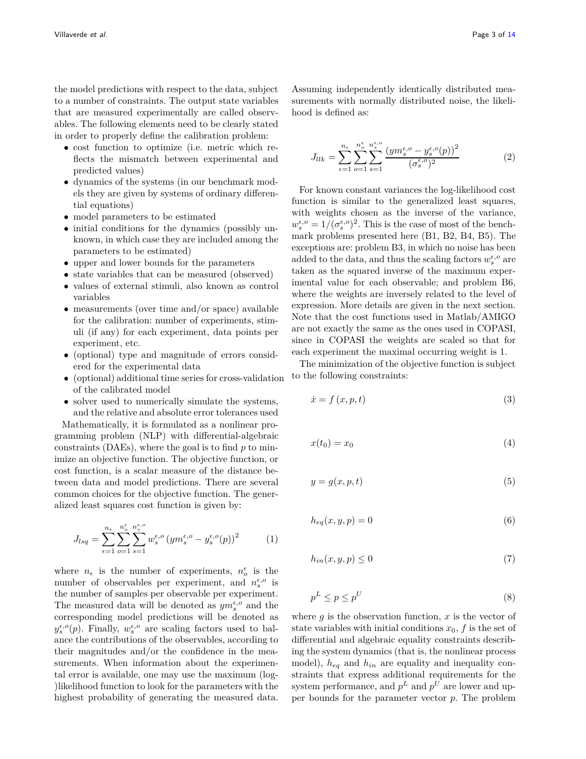the model predictions with respect to the data, subject to a number of constraints. The output state variables that are measured experimentally are called observables. The following elements need to be clearly stated in order to properly define the calibration problem:

- cost function to optimize (i.e. metric which reflects the mismatch between experimental and predicted values)
- dynamics of the systems (in our benchmark models they are given by systems of ordinary differential equations)
- model parameters to be estimated
- initial conditions for the dynamics (possibly unknown, in which case they are included among the parameters to be estimated)
- upper and lower bounds for the parameters
- state variables that can be measured (observed)
- values of external stimuli, also known as control variables
- measurements (over time and/or space) available for the calibration: number of experiments, stimuli (if any) for each experiment, data points per experiment, etc.
- (optional) type and magnitude of errors considered for the experimental data
- (optional) additional time series for cross-validation of the calibrated model
- solver used to numerically simulate the systems, and the relative and absolute error tolerances used

Mathematically, it is formulated as a nonlinear programming problem (NLP) with differential-algebraic constraints (DAEs), where the goal is to find $p$ to minimize an objective function. The objective function, or cost function, is a scalar measure of the distance between data and model predictions. There are several common choices for the objective function. The generalized least squares cost function is given by:

$$J_{lsq} = \sum_{\epsilon=1}^{n_\epsilon} \sum_{o=1}^{n_o^\epsilon} \sum_{s=1}^{n_s^{\epsilon,o}} w_s^{\epsilon,o} \left( ym_s^{\epsilon,o} - y_s^{\epsilon,o}(p) \right)^2 \tag{1}$$

where $n_\epsilon$ is the number of experiments, $n_o^\epsilon$ is the number of observables per experiment, and $n_s^{\epsilon,o}$ is the number of samples per observable per experiment. The measured data will be denoted as $ym_s^{\epsilon,o}$ and the corresponding model predictions will be denoted as $y_s^{\epsilon,o}(p)$. Finally, $w_s^{\epsilon,o}$ are scaling factors used to balance the contributions of the observables, according to their magnitudes and/or the confidence in the measurements. When information about the experimental error is available, one may use the maximum (log-)likelihood function to look for the parameters with the highest probability of generating the measured data. Assuming independently identically distributed measurements with normally distributed noise, the likelihood is defined as:

$$J_{llk} = \sum_{\epsilon=1}^{n_\epsilon} \sum_{o=1}^{n_o^\epsilon} \sum_{s=1}^{n_s^{\epsilon,o}} \frac{\left( ym_s^{\epsilon,o} - y_s^{\epsilon,o}(p) \right)^2}{(\sigma_s^{\epsilon,o})^2} \tag{2}$$

For known constant variances the log-likelihood cost function is similar to the generalized least squares, with weights chosen as the inverse of the variance, $w_s^{\epsilon,o} = 1/(\sigma_s^{\epsilon,o})^2$. This is the case of most of the benchmark problems presented here (B1, B2, B4, B5). The exceptions are: problem B3, in which no noise has been added to the data, and thus the scaling factors $w_s^{\epsilon,o}$ are taken as the squared inverse of the maximum experimental value for each observable; and problem B6, where the weights are inversely related to the level of expression. More details are given in the next section. Note that the cost functions used in Matlab/AMIGO are not exactly the same as the ones used in COPASI, since in COPASI the weights are scaled so that for each experiment the maximal occurring weight is 1.

The minimization of the objective function is subject to the following constraints:

$$\dot{x} = f\left(x, p, t\right) \tag{3}$$

$$x(t_0) = x_0 \tag{4}$$

$$y = g(x, p, t) \tag{5}$$

$$h_{eq}(x, y, p) = 0 \tag{6}$$

$$h_{in}(x, y, p) \leq 0 \tag{7}$$

$$p^L \leq p \leq p^U \tag{8}$$

where $g$ is the observation function, $x$ is the vector of state variables with initial conditions $x_0$, $f$ is the set of differential and algebraic equality constraints describing the system dynamics (that is, the nonlinear process model), $h_{eq}$ and $h_{in}$ are equality and inequality constraints that express additional requirements for the system performance, and $p^L$ and $p^U$ are lower and upper bounds for the parameter vector $p$. The problem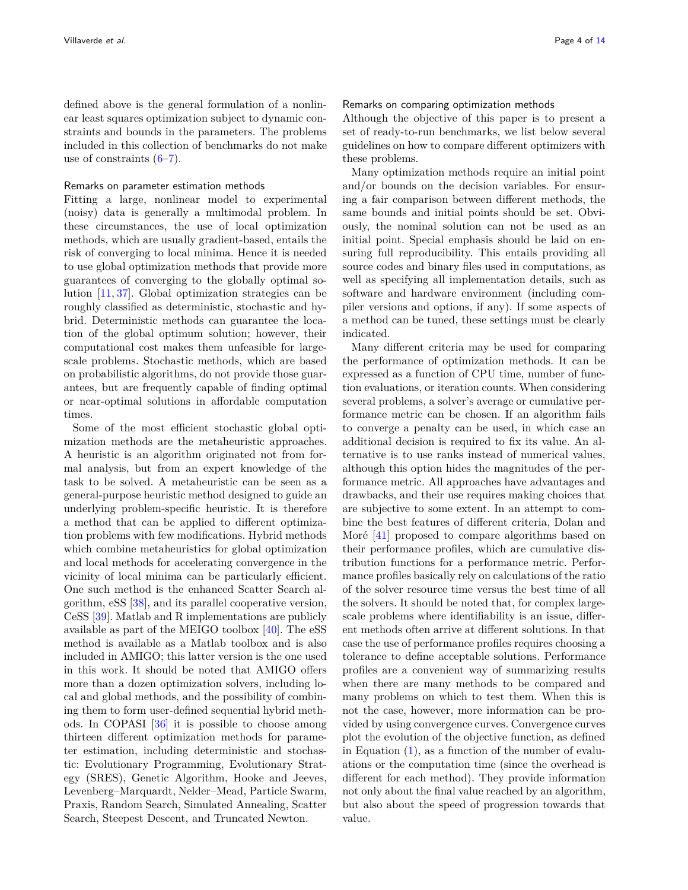defined above is the general formulation of a nonlinear least squares optimization subject to dynamic constraints and bounds in the parameters. The problems included in this collection of benchmarks do not make use of constraints (6–7).

### Remarks on parameter estimation methods

Fitting a large, nonlinear model to experimental (noisy) data is generally a multimodal problem. In these circumstances, the use of local optimization methods, which are usually gradient-based, entails the risk of converging to local minima. Hence it is needed to use global optimization methods that provide more guarantees of converging to the globally optimal solution [11, 37]. Global optimization strategies can be roughly classified as deterministic, stochastic and hybrid. Deterministic methods can guarantee the location of the global optimum solution; however, their computational cost makes them unfeasible for large-scale problems. Stochastic methods, which are based on probabilistic algorithms, do not provide those guarantees, but are frequently capable of finding optimal or near-optimal solutions in affordable computation times.

Some of the most efficient stochastic global optimization methods are the metaheuristic approaches. A heuristic is an algorithm originated not from formal analysis, but from an expert knowledge of the task to be solved. A metaheuristic can be seen as a general-purpose heuristic method designed to guide an underlying problem-specific heuristic. It is therefore a method that can be applied to different optimization problems with few modifications. Hybrid methods which combine metaheuristics for global optimization and local methods for accelerating convergence in the vicinity of local minima can be particularly efficient. One such method is the enhanced Scatter Search algorithm, eSS [38], and its parallel cooperative version, CeSS [39]. Matlab and R implementations are publicly available as part of the MEIGO toolbox [40]. The eSS method is available as a Matlab toolbox and is also included in AMIGO; this latter version is the one used in this work. It should be noted that AMIGO offers more than a dozen optimization solvers, including local and global methods, and the possibility of combining them to form user-defined sequential hybrid methods. In COPASI [36] it is possible to choose among thirteen different optimization methods for parameter estimation, including deterministic and stochastic: Evolutionary Programming, Evolutionary Strategy (SRES), Genetic Algorithm, Hooke and Jeeves, Levenberg–Marquardt, Nelder–Mead, Particle Swarm, Praxis, Random Search, Simulated Annealing, Scatter Search, Steepest Descent, and Truncated Newton.

### Remarks on comparing optimization methods

Although the objective of this paper is to present a set of ready-to-run benchmarks, we list below several guidelines on how to compare different optimizers with these problems.

Many optimization methods require an initial point and/or bounds on the decision variables. For ensuring a fair comparison between different methods, the same bounds and initial points should be set. Obviously, the nominal solution can not be used as an initial point. Special emphasis should be laid on ensuring full reproducibility. This entails providing all source codes and binary files used in computations, as well as specifying all implementation details, such as software and hardware environment (including compiler versions and options, if any). If some aspects of a method can be tuned, these settings must be clearly indicated.

Many different criteria may be used for comparing the performance of optimization methods. It can be expressed as a function of CPU time, number of function evaluations, or iteration counts. When considering several problems, a solver's average or cumulative performance metric can be chosen. If an algorithm fails to converge a penalty can be used, in which case an additional decision is required to fix its value. An alternative is to use ranks instead of numerical values, although this option hides the magnitudes of the performance metric. All approaches have advantages and drawbacks, and their use requires making choices that are subjective to some extent. In an attempt to combine the best features of different criteria, Dolan and Moré [41] proposed to compare algorithms based on their performance profiles, which are cumulative distribution functions for a performance metric. Performance profiles basically rely on calculations of the ratio of the solver resource time versus the best time of all the solvers. It should be noted that, for complex large-scale problems where identifiability is an issue, different methods often arrive at different solutions. In that case the use of performance profiles requires choosing a tolerance to define acceptable solutions. Performance profiles are a convenient way of summarizing results when there are many methods to be compared and many problems on which to test them. When this is not the case, however, more information can be provided by using convergence curves. Convergence curves plot the evolution of the objective function, as defined in Equation (1), as a function of the number of evaluations or the computation time (since the overhead is different for each method). They provide information not only about the final value reached by an algorithm, but also about the speed of progression towards that value.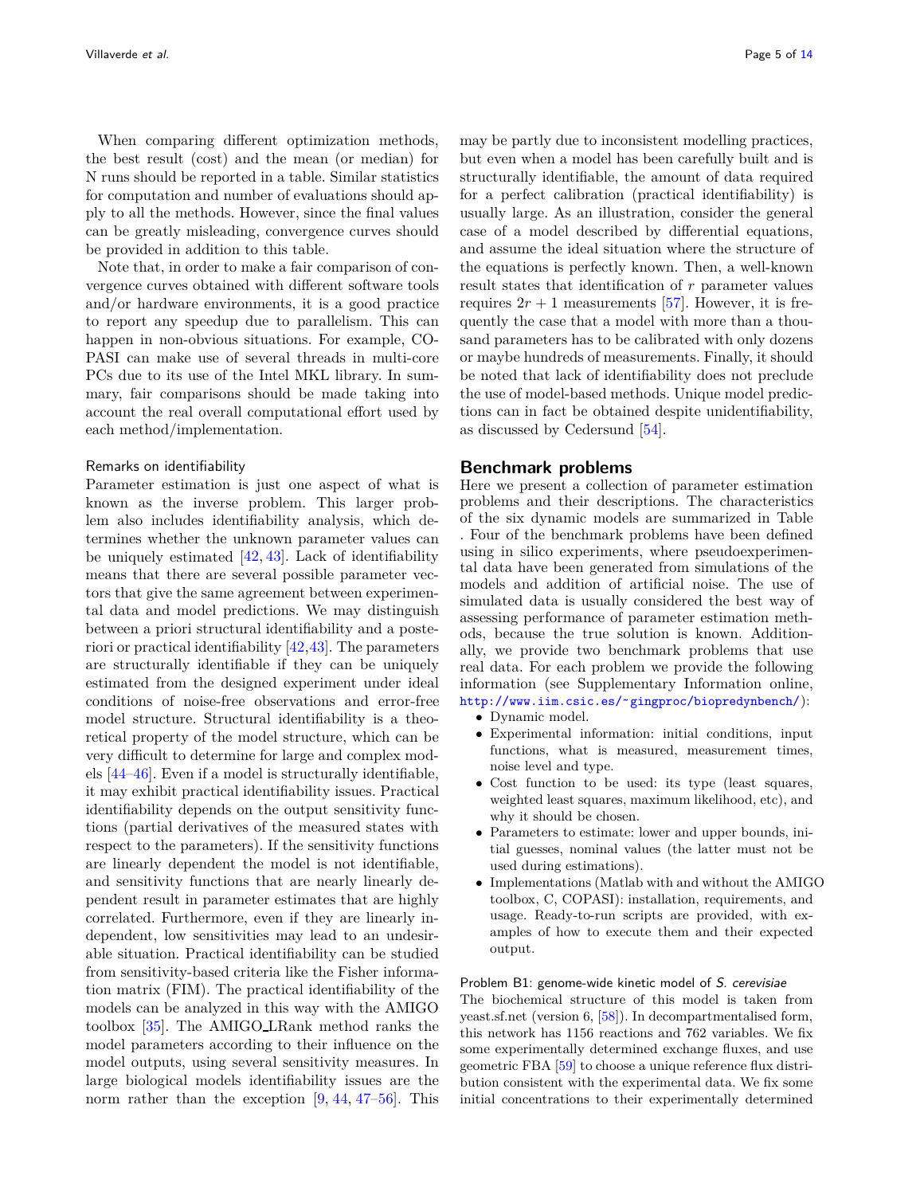When comparing different optimization methods, the best result (cost) and the mean (or median) for N runs should be reported in a table. Similar statistics for computation and number of evaluations should apply to all the methods. However, since the final values can be greatly misleading, convergence curves should be provided in addition to this table.

Note that, in order to make a fair comparison of convergence curves obtained with different software tools and/or hardware environments, it is a good practice to report any speedup due to parallelism. This can happen in non-obvious situations. For example, COPASI can make use of several threads in multi-core PCs due to its use of the Intel MKL library. In summary, fair comparisons should be made taking into account the real overall computational effort used by each method/implementation.

### Remarks on identifiability

Parameter estimation is just one aspect of what is known as the inverse problem. This larger problem also includes identifiability analysis, which determines whether the unknown parameter values can be uniquely estimated [42, 43]. Lack of identifiability means that there are several possible parameter vectors that give the same agreement between experimental data and model predictions. We may distinguish between a priori structural identifiability and a posteriori or practical identifiability [42,43]. The parameters are structurally identifiable if they can be uniquely estimated from the designed experiment under ideal conditions of noise-free observations and error-free model structure. Structural identifiability is a theoretical property of the model structure, which can be very difficult to determine for large and complex models [44–46]. Even if a model is structurally identifiable, it may exhibit practical identifiability issues. Practical identifiability depends on the output sensitivity functions (partial derivatives of the measured states with respect to the parameters). If the sensitivity functions are linearly dependent the model is not identifiable, and sensitivity functions that are nearly linearly dependent result in parameter estimates that are highly correlated. Furthermore, even if they are linearly independent, low sensitivities may lead to an undesirable situation. Practical identifiability can be studied from sensitivity-based criteria like the Fisher information matrix (FIM). The practical identifiability of the models can be analyzed in this way with the AMIGO toolbox [35]. The AMIGO_LRank method ranks the model parameters according to their influence on the model outputs, using several sensitivity measures. In large biological models identifiability issues are the norm rather than the exception [9, 44, 47–56]. This may be partly due to inconsistent modelling practices, but even when a model has been carefully built and is structurally identifiable, the amount of data required for a perfect calibration (practical identifiability) is usually large. As an illustration, consider the general case of a model described by differential equations, and assume the ideal situation where the structure of the equations is perfectly known. Then, a well-known result states that identification of $r$ parameter values requires $2r + 1$ measurements [57]. However, it is frequently the case that a model with more than a thousand parameters has to be calibrated with only dozens or maybe hundreds of measurements. Finally, it should be noted that lack of identifiability does not preclude the use of model-based methods. Unique model predictions can in fact be obtained despite unidentifiability, as discussed by Cedersund [54].

## Benchmark problems

Here we present a collection of parameter estimation problems and their descriptions. The characteristics of the six dynamic models are summarized in Table . Four of the benchmark problems have been defined using in silico experiments, where pseudoexperimental data have been generated from simulations of the models and addition of artificial noise. The use of simulated data is usually considered the best way of assessing performance of parameter estimation methods, because the true solution is known. Additionally, we provide two benchmark problems that use real data. For each problem we provide the following information (see Supplementary Information online, http://www.iim.csic.es/~gingproc/biopredynbench/):

- Dynamic model.
- Experimental information: initial conditions, input functions, what is measured, measurement times, noise level and type.
- Cost function to be used: its type (least squares, weighted least squares, maximum likelihood, etc), and why it should be chosen.
- Parameters to estimate: lower and upper bounds, initial guesses, nominal values (the latter must not be used during estimations).
- Implementations (Matlab with and without the AMIGO toolbox, C, COPASI): installation, requirements, and usage. Ready-to-run scripts are provided, with examples of how to execute them and their expected output.

### Problem B1: genome-wide kinetic model of *S. cerevisiae*

The biochemical structure of this model is taken from yeast.sf.net (version 6, [58]). In decompartmentalised form, this network has 1156 reactions and 762 variables. We fix some experimentally determined exchange fluxes, and use geometric FBA [59] to choose a unique reference flux distribution consistent with the experimental data. We fix some initial concentrations to their experimentally determined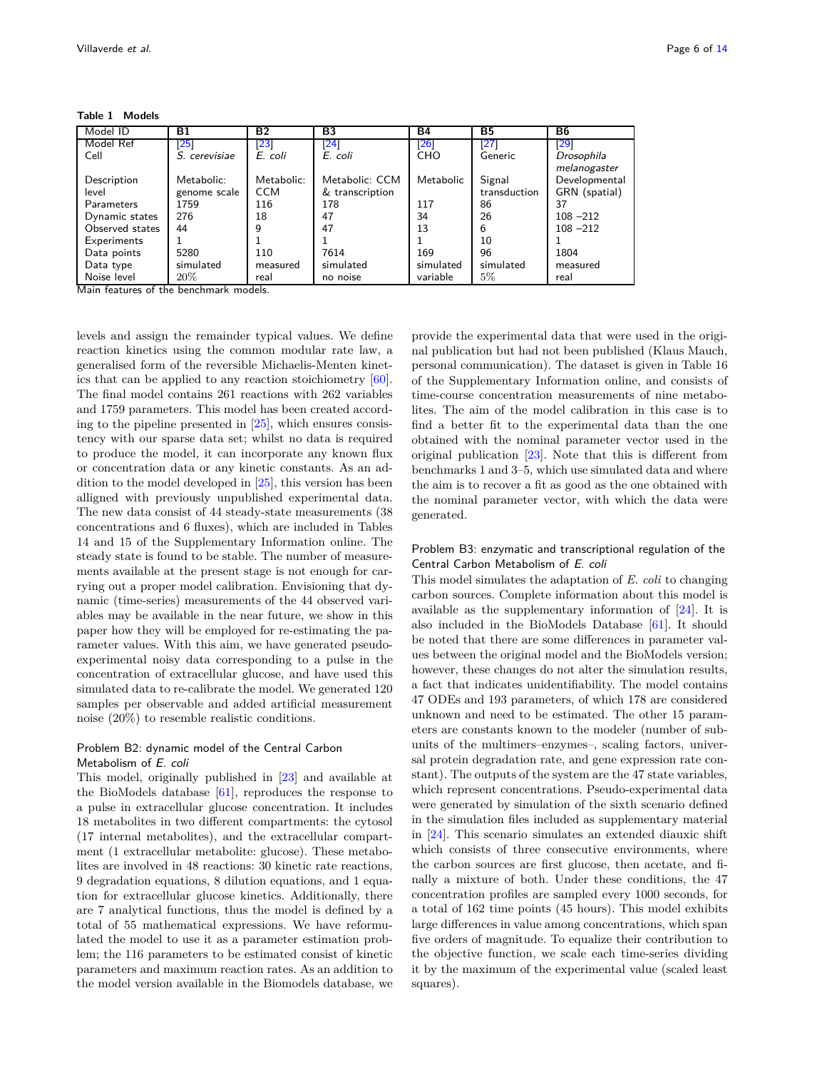**Table 1 Models**

| Model ID | B1 | B2 | B3 | B4 | B5 | B6 |
|---|---|---|---|---|---|---|
| Model Ref | [25] | [23] | [24] | [26] | [27] | [29] |
| Cell | *S. cerevisiae* | *E. coli* | *E. coli* | CHO | Generic | *Drosophila melanogaster* |
| Description level | Metabolic: genome scale | Metabolic: CCM | Metabolic: CCM & transcription | Metabolic | Signal transduction | Developmental GRN (spatial) |
| Parameters | 1759 | 116 | 178 | 117 | 86 | 37 |
| Dynamic states | 276 | 18 | 47 | 34 | 26 | 108 –212 |
| Observed states | 44 | 9 | 47 | 13 | 6 | 108 –212 |
| Experiments | 1 | 1 | 1 | 1 | 10 | 1 |
| Data points | 5280 | 110 | 7614 | 169 | 96 | 1804 |
| Data type | simulated | measured | simulated | simulated | simulated | measured |
| Noise level | 20% | real | no noise | variable | 5% | real |

Main features of the benchmark models.

levels and assign the remainder typical values. We define reaction kinetics using the common modular rate law, a generalised form of the reversible Michaelis-Menten kinetics that can be applied to any reaction stoichiometry [60]. The final model contains 261 reactions with 262 variables and 1759 parameters. This model has been created according to the pipeline presented in [25], which ensures consistency with our sparse data set; whilst no data is required to produce the model, it can incorporate any known flux or concentration data or any kinetic constants. As an addition to the model developed in [25], this version has been alligned with previously unpublished experimental data. The new data consist of 44 steady-state measurements (38 concentrations and 6 fluxes), which are included in Tables 14 and 15 of the Supplementary Information online. The steady state is found to be stable. The number of measurements available at the present stage is not enough for carrying out a proper model calibration. Envisioning that dynamic (time-series) measurements of the 44 observed variables may be available in the near future, we show in this paper how they will be employed for re-estimating the parameter values. With this aim, we have generated pseudo-experimental noisy data corresponding to a pulse in the concentration of extracellular glucose, and have used this simulated data to re-calibrate the model. We generated 120 samples per observable and added artificial measurement noise (20%) to resemble realistic conditions.

### Problem B2: dynamic model of the Central Carbon Metabolism of *E. coli*

This model, originally published in [23] and available at the BioModels database [61], reproduces the response to a pulse in extracellular glucose concentration. It includes 18 metabolites in two different compartments: the cytosol (17 internal metabolites), and the extracellular compartment (1 extracellular metabolite: glucose). These metabolites are involved in 48 reactions: 30 kinetic rate reactions, 9 degradation equations, 8 dilution equations, and 1 equation for extracellular glucose kinetics. Additionally, there are 7 analytical functions, thus the model is defined by a total of 55 mathematical expressions. We have reformulated the model to use it as a parameter estimation problem; the 116 parameters to be estimated consist of kinetic parameters and maximum reaction rates. As an addition to the model version available in the Biomodels database, we provide the experimental data that were used in the original publication but had not been published (Klaus Mauch, personal communication). The dataset is given in Table 16 of the Supplementary Information online, and consists of time-course concentration measurements of nine metabolites. The aim of the model calibration in this case is to find a better fit to the experimental data than the one obtained with the nominal parameter vector used in the original publication [23]. Note that this is different from benchmarks 1 and 3–5, which use simulated data and where the aim is to recover a fit as good as the one obtained with the nominal parameter vector, with which the data were generated.

### Problem B3: enzymatic and transcriptional regulation of the Central Carbon Metabolism of *E. coli*

This model simulates the adaptation of *E. coli* to changing carbon sources. Complete information about this model is available as the supplementary information of [24]. It is also included in the BioModels Database [61]. It should be noted that there are some differences in parameter values between the original model and the BioModels version; however, these changes do not alter the simulation results, a fact that indicates unidentifiability. The model contains 47 ODEs and 193 parameters, of which 178 are considered unknown and need to be estimated. The other 15 parameters are constants known to the modeler (number of subunits of the multimers–enzymes–, scaling factors, universal protein degradation rate, and gene expression rate constant). The outputs of the system are the 47 state variables, which represent concentrations. Pseudo-experimental data were generated by simulation of the sixth scenario defined in the simulation files included as supplementary material in [24]. This scenario simulates an extended diauxic shift which consists of three consecutive environments, where the carbon sources are first glucose, then acetate, and finally a mixture of both. Under these conditions, the 47 concentration profiles are sampled every 1000 seconds, for a total of 162 time points (45 hours). This model exhibits large differences in value among concentrations, which span five orders of magnitude. To equalize their contribution to the objective function, we scale each time-series dividing it by the maximum of the experimental value (scaled least squares).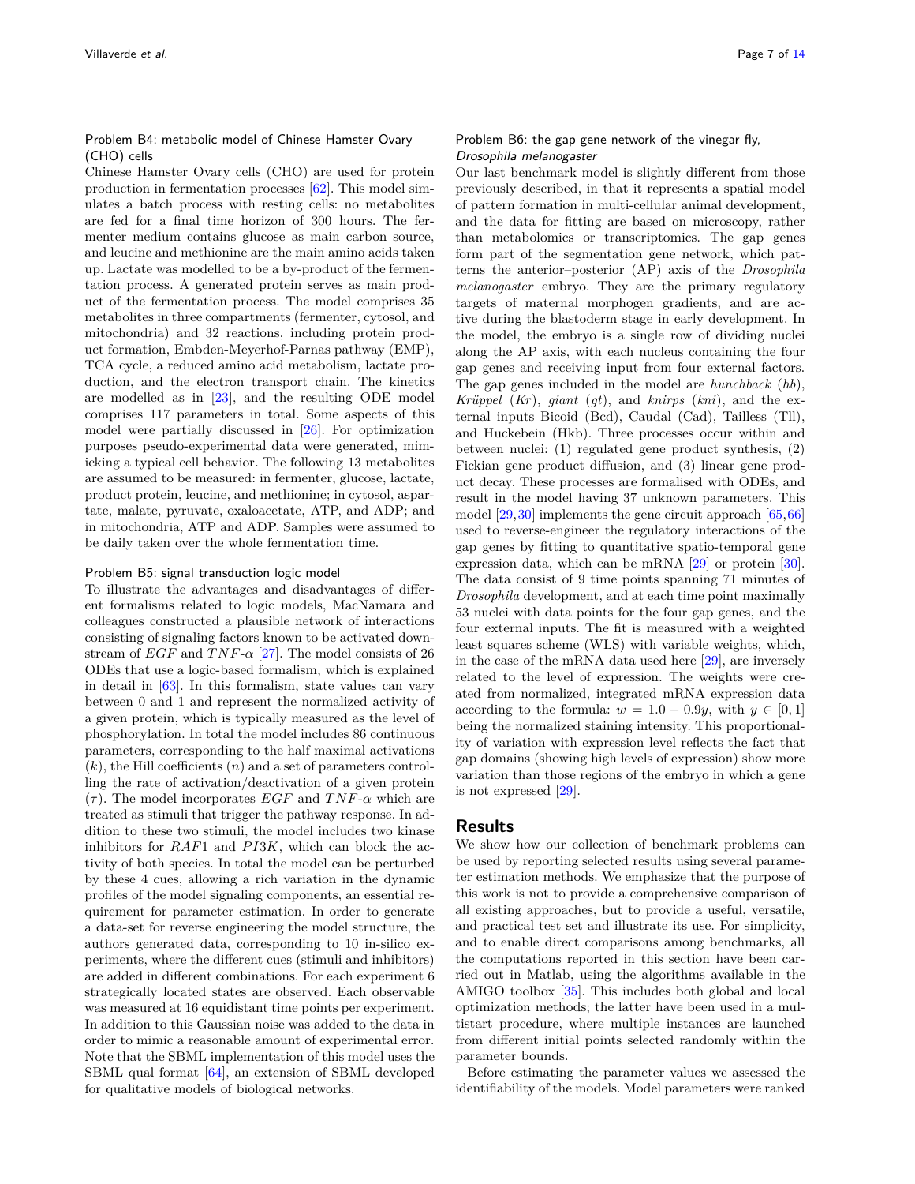#### Problem B4: metabolic model of Chinese Hamster Ovary (CHO) cells

Chinese Hamster Ovary cells (CHO) are used for protein production in fermentation processes [62]. This model simulates a batch process with resting cells: no metabolites are fed for a final time horizon of 300 hours. The fermenter medium contains glucose as main carbon source, and leucine and methionine are the main amino acids taken up. Lactate was modelled to be a by-product of the fermentation process. A generated protein serves as main product of the fermentation process. The model comprises 35 metabolites in three compartments (fermenter, cytosol, and mitochondria) and 32 reactions, including protein product formation, Embden-Meyerhof-Parnas pathway (EMP), TCA cycle, a reduced amino acid metabolism, lactate production, and the electron transport chain. The kinetics are modelled as in [23], and the resulting ODE model comprises 117 parameters in total. Some aspects of this model were partially discussed in [26]. For optimization purposes pseudo-experimental data were generated, mimicking a typical cell behavior. The following 13 metabolites are assumed to be measured: in fermenter, glucose, lactate, product protein, leucine, and methionine; in cytosol, aspartate, malate, pyruvate, oxaloacetate, ATP, and ADP; and in mitochondria, ATP and ADP. Samples were assumed to be daily taken over the whole fermentation time.

#### Problem B5: signal transduction logic model

To illustrate the advantages and disadvantages of different formalisms related to logic models, MacNamara and colleagues constructed a plausible network of interactions consisting of signaling factors known to be activated downstream of $EGF$ and $TNF$-$\alpha$ [27]. The model consists of 26 ODEs that use a logic-based formalism, which is explained in detail in [63]. In this formalism, state values can vary between 0 and 1 and represent the normalized activity of a given protein, which is typically measured as the level of phosphorylation. In total the model includes 86 continuous parameters, corresponding to the half maximal activations ($k$), the Hill coefficients ($n$) and a set of parameters controlling the rate of activation/deactivation of a given protein ($\tau$). The model incorporates $EGF$ and $TNF$-$\alpha$ which are treated as stimuli that trigger the pathway response. In addition to these two stimuli, the model includes two kinase inhibitors for $RAF1$ and $PI3K$, which can block the activity of both species. In total the model can be perturbed by these 4 cues, allowing a rich variation in the dynamic profiles of the model signaling components, an essential requirement for parameter estimation. In order to generate a data-set for reverse engineering the model structure, the authors generated data, corresponding to 10 in-silico experiments, where the different cues (stimuli and inhibitors) are added in different combinations. For each experiment 6 strategically located states are observed. Each observable was measured at 16 equidistant time points per experiment. In addition to this Gaussian noise was added to the data in order to mimic a reasonable amount of experimental error. Note that the SBML implementation of this model uses the SBML qual format [64], an extension of SBML developed for qualitative models of biological networks.

#### Problem B6: the gap gene network of the vinegar fly, *Drosophila melanogaster*

Our last benchmark model is slightly different from those previously described, in that it represents a spatial model of pattern formation in multi-cellular animal development, and the data for fitting are based on microscopy, rather than metabolomics or transcriptomics. The gap genes form part of the segmentation gene network, which patterns the anterior–posterior (AP) axis of the *Drosophila melanogaster* embryo. They are the primary regulatory targets of maternal morphogen gradients, and are active during the blastoderm stage in early development. In the model, the embryo is a single row of dividing nuclei along the AP axis, with each nucleus containing the four gap genes and receiving input from four external factors. The gap genes included in the model are *hunchback* (*hb*), *Krüppel* (*Kr*), *giant* (*gt*), and *knirps* (*kni*), and the external inputs Bicoid (Bcd), Caudal (Cad), Tailless (Tll), and Huckebein (Hkb). Three processes occur within and between nuclei: (1) regulated gene product synthesis, (2) Fickian gene product diffusion, and (3) linear gene product decay. These processes are formalised with ODEs, and result in the model having 37 unknown parameters. This model [29,30] implements the gene circuit approach [65,66] used to reverse-engineer the regulatory interactions of the gap genes by fitting to quantitative spatio-temporal gene expression data, which can be mRNA [29] or protein [30]. The data consist of 9 time points spanning 71 minutes of *Drosophila* development, and at each time point maximally 53 nuclei with data points for the four gap genes, and the four external inputs. The fit is measured with a weighted least squares scheme (WLS) with variable weights, which, in the case of the mRNA data used here [29], are inversely related to the level of expression. The weights were created from normalized, integrated mRNA expression data according to the formula: $w = 1.0 - 0.9y$, with $y \in [0, 1]$ being the normalized staining intensity. This proportionality of variation with expression level reflects the fact that gap domains (showing high levels of expression) show more variation than those regions of the embryo in which a gene is not expressed [29].

## Results

We show how our collection of benchmark problems can be used by reporting selected results using several parameter estimation methods. We emphasize that the purpose of this work is not to provide a comprehensive comparison of all existing approaches, but to provide a useful, versatile, and practical test set and illustrate its use. For simplicity, and to enable direct comparisons among benchmarks, all the computations reported in this section have been carried out in Matlab, using the algorithms available in the AMIGO toolbox [35]. This includes both global and local optimization methods; the latter have been used in a multistart procedure, where multiple instances are launched from different initial points selected randomly within the parameter bounds.

Before estimating the parameter values we assessed the identifiability of the models. Model parameters were ranked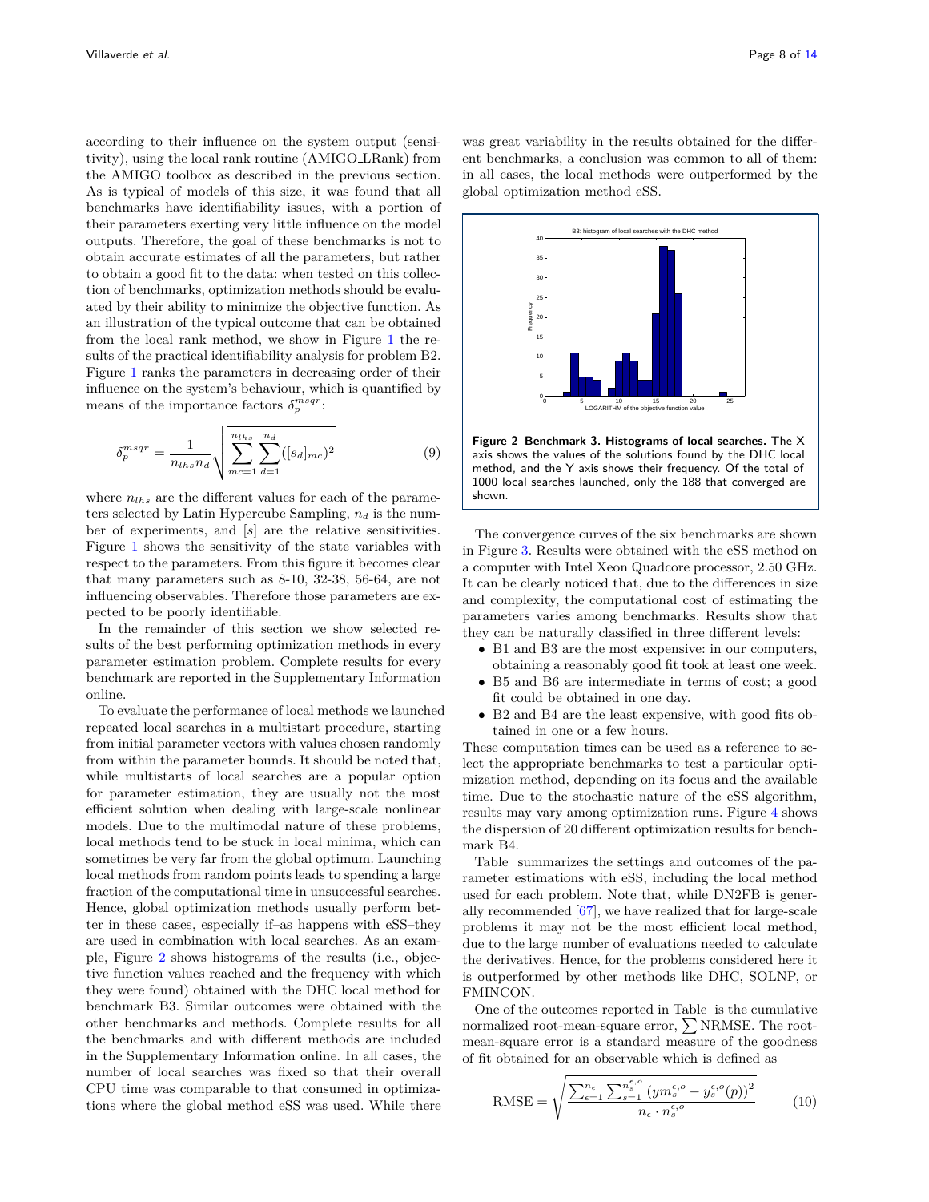according to their influence on the system output (sensitivity), using the local rank routine (AMIGO_LRank) from the AMIGO toolbox as described in the previous section. As is typical of models of this size, it was found that all benchmarks have identifiability issues, with a portion of their parameters exerting very little influence on the model outputs. Therefore, the goal of these benchmarks is not to obtain accurate estimates of all the parameters, but rather to obtain a good fit to the data: when tested on this collection of benchmarks, optimization methods should be evaluated by their ability to minimize the objective function. As an illustration of the typical outcome that can be obtained from the local rank method, we show in Figure 1 the results of the practical identifiability analysis for problem B2. Figure 1 ranks the parameters in decreasing order of their influence on the system's behaviour, which is quantified by means of the importance factors $\delta_p^{msqr}$:

$$\delta_p^{msqr} = \frac{1}{n_{lhs} n_d} \sqrt{\sum_{mc=1}^{n_{lhs}} \sum_{d=1}^{n_d} ([s_d]_{mc})^2} \tag{9}$$

where $n_{lhs}$ are the different values for each of the parameters selected by Latin Hypercube Sampling, $n_d$ is the number of experiments, and $[s]$ are the relative sensitivities. Figure 1 shows the sensitivity of the state variables with respect to the parameters. From this figure it becomes clear that many parameters such as 8-10, 32-38, 56-64, are not influencing observables. Therefore those parameters are expected to be poorly identifiable.

In the remainder of this section we show selected results of the best performing optimization methods in every parameter estimation problem. Complete results for every benchmark are reported in the Supplementary Information online.

To evaluate the performance of local methods we launched repeated local searches in a multistart procedure, starting from initial parameter vectors with values chosen randomly from within the parameter bounds. It should be noted that, while multistarts of local searches are a popular option for parameter estimation, they are usually not the most efficient solution when dealing with large-scale nonlinear models. Due to the multimodal nature of these problems, local methods tend to be stuck in local minima, which can sometimes be very far from the global optimum. Launching local methods from random points leads to spending a large fraction of the computational time in unsuccessful searches. Hence, global optimization methods usually perform better in these cases, especially if–as happens with eSS–they are used in combination with local searches. As an example, Figure 2 shows histograms of the results (i.e., objective function values reached and the frequency with which they were found) obtained with the DHC local method for benchmark B3. Similar outcomes were obtained with the other benchmarks and methods. Complete results for all the benchmarks and with different methods are included in the Supplementary Information online. In all cases, the number of local searches was fixed so that their overall CPU time was comparable to that consumed in optimizations where the global method eSS was used. While there was great variability in the results obtained for the different benchmarks, a conclusion was common to all of them: in all cases, the local methods were outperformed by the global optimization method eSS.

**Figure 2 Benchmark 3. Histograms of local searches.** The X axis shows the values of the solutions found by the DHC local method, and the Y axis shows their frequency. Of the total of 1000 local searches launched, only the 188 that converged are shown.

The convergence curves of the six benchmarks are shown in Figure 3. Results were obtained with the eSS method on a computer with Intel Xeon Quadcore processor, 2.50 GHz. It can be clearly noticed that, due to the differences in size and complexity, the computational cost of estimating the parameters varies among benchmarks. Results show that they can be naturally classified in three different levels:

- B1 and B3 are the most expensive: in our computers, obtaining a reasonably good fit took at least one week.
- B5 and B6 are intermediate in terms of cost; a good fit could be obtained in one day.
- B2 and B4 are the least expensive, with good fits obtained in one or a few hours.

These computation times can be used as a reference to select the appropriate benchmarks to test a particular optimization method, depending on its focus and the available time. Due to the stochastic nature of the eSS algorithm, results may vary among optimization runs. Figure 4 shows the dispersion of 20 different optimization results for benchmark B4.

Table  summarizes the settings and outcomes of the parameter estimations with eSS, including the local method used for each problem. Note that, while DN2FB is generally recommended [67], we have realized that for large-scale problems it may not be the most efficient local method, due to the large number of evaluations needed to calculate the derivatives. Hence, for the problems considered here it is outperformed by other methods like DHC, SOLNP, or FMINCON.

One of the outcomes reported in Table  is the cumulative normalized root-mean-square error, $\sum$ NRMSE. The root-mean-square error is a standard measure of the goodness of fit obtained for an observable which is defined as

$$\text{RMSE} = \sqrt{\frac{\sum_{\epsilon=1}^{n_\epsilon} \sum_{s=1}^{n_s^{\epsilon,o}} \left(ym_s^{\epsilon,o} - y_s^{\epsilon,o}(p)\right)^2}{n_\epsilon \cdot n_s^{\epsilon,o}}} \tag{10}$$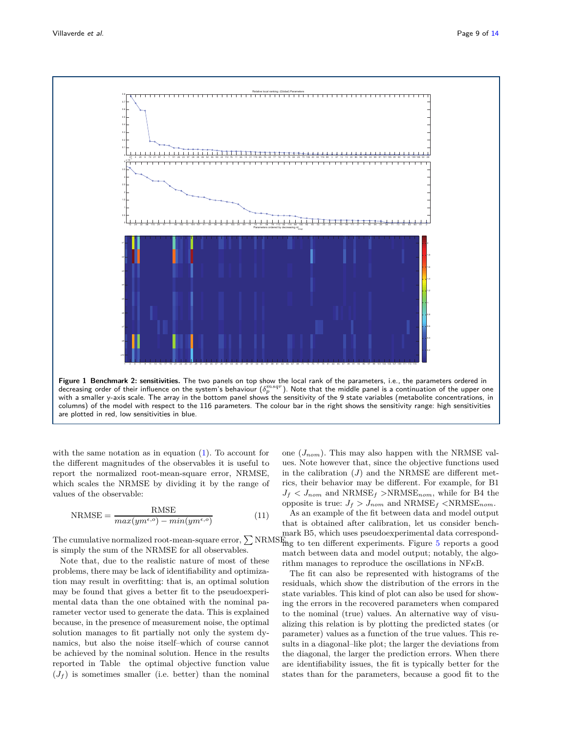**Figure 1 Benchmark 2: sensitivities.** The two panels on top show the local rank of the parameters, i.e., the parameters ordered in decreasing order of their influence on the system's behaviour ($\delta_p^{msqr}$). Note that the middle panel is a continuation of the upper one with a smaller y-axis scale. The array in the bottom panel shows the sensitivity of the 9 state variables (metabolite concentrations, in columns) of the model with respect to the 116 parameters. The colour bar in the right shows the sensitivity range: high sensitivities are plotted in red, low sensitivities in blue.

with the same notation as in equation (1). To account for the different magnitudes of the observables it is useful to report the normalized root-mean-square error, NRMSE, which scales the NRMSE by dividing it by the range of values of the observable:

$$\text{NRMSE} = \frac{\text{RMSE}}{max(ym^{\epsilon,o}) - min(ym^{\epsilon,o})} \tag{11}$$

The cumulative normalized root-mean-square error, $\sum$ NRMSE, is simply the sum of the NRMSE for all observables.

Note that, due to the realistic nature of most of these problems, there may be lack of identifiability and optimization may result in overfitting: that is, an optimal solution may be found that gives a better fit to the pseudoexperimental data than the one obtained with the nominal parameter vector used to generate the data. This is explained because, in the presence of measurement noise, the optimal solution manages to fit partially not only the system dynamics, but also the noise itself–which of course cannot be achieved by the nominal solution. Hence in the results reported in Table the optimal objective function value ($J_f$) is sometimes smaller (i.e. better) than the nominal one ($J_{nom}$). This may also happen with the NRMSE values. Note however that, since the objective functions used in the calibration ($J$) and the NRMSE are different metrics, their behavior may be different. For example, for B1 $J_f < J_{nom}$ and $\text{NRMSE}_f > \text{NRMSE}_{nom}$, while for B4 the opposite is true: $J_f > J_{nom}$ and $\text{NRMSE}_f < \text{NRMSE}_{nom}$.

As an example of the fit between data and model output that is obtained after calibration, let us consider benchmark B5, which uses pseudoexperimental data corresponding to ten different experiments. Figure 5 reports a good match between data and model output; notably, the algorithm manages to reproduce the oscillations in NF$\kappa$B.

The fit can also be represented with histograms of the residuals, which show the distribution of the errors in the state variables. This kind of plot can also be used for showing the errors in the recovered parameters when compared to the nominal (true) values. An alternative way of visualizing this relation is by plotting the predicted states (or parameter) values as a function of the true values. This results in a diagonal–like plot; the larger the deviations from the diagonal, the larger the prediction errors. When there are identifiability issues, the fit is typically better for the states than for the parameters, because a good fit to the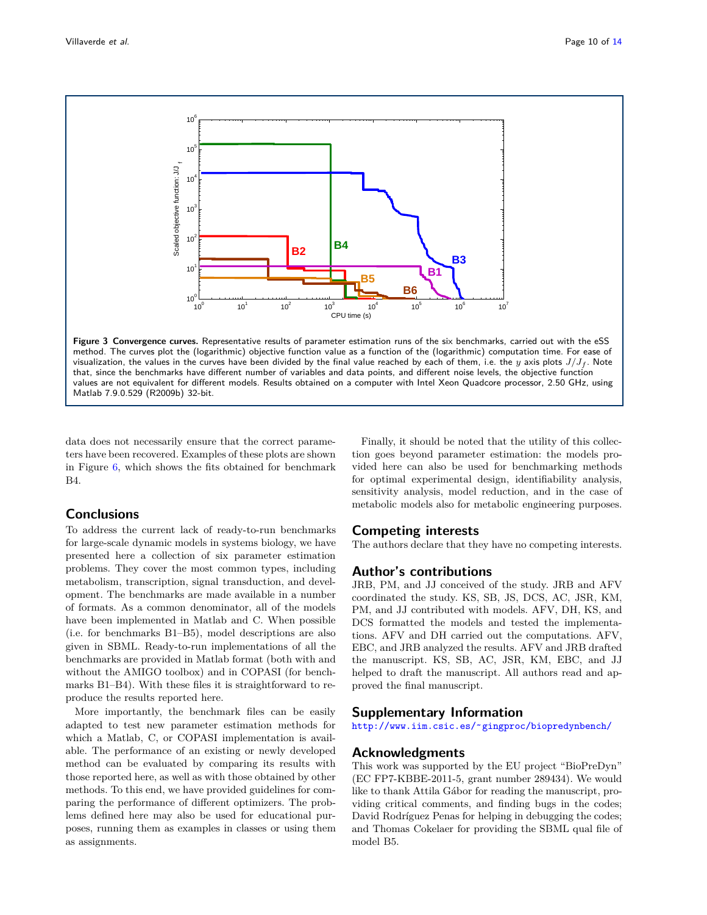**Figure 3 Convergence curves.** Representative results of parameter estimation runs of the six benchmarks, carried out with the eSS method. The curves plot the (logarithmic) objective function value as a function of the (logarithmic) computation time. For ease of visualization, the values in the curves have been divided by the final value reached by each of them, i.e. the $y$ axis plots $J/J_f$. Note that, since the benchmarks have different number of variables and data points, and different noise levels, the objective function values are not equivalent for different models. Results obtained on a computer with Intel Xeon Quadcore processor, 2.50 GHz, using Matlab 7.9.0.529 (R2009b) 32-bit.

data does not necessarily ensure that the correct parameters have been recovered. Examples of these plots are shown in Figure 6, which shows the fits obtained for benchmark B4.

## Conclusions

To address the current lack of ready-to-run benchmarks for large-scale dynamic models in systems biology, we have presented here a collection of six parameter estimation problems. They cover the most common types, including metabolism, transcription, signal transduction, and development. The benchmarks are made available in a number of formats. As a common denominator, all of the models have been implemented in Matlab and C. When possible (i.e. for benchmarks B1–B5), model descriptions are also given in SBML. Ready-to-run implementations of all the benchmarks are provided in Matlab format (both with and without the AMIGO toolbox) and in COPASI (for benchmarks B1–B4). With these files it is straightforward to reproduce the results reported here.

More importantly, the benchmark files can be easily adapted to test new parameter estimation methods for which a Matlab, C, or COPASI implementation is available. The performance of an existing or newly developed method can be evaluated by comparing its results with those reported here, as well as with those obtained by other methods. To this end, we have provided guidelines for comparing the performance of different optimizers. The problems defined here may also be used for educational purposes, running them as examples in classes or using them as assignments.

Finally, it should be noted that the utility of this collection goes beyond parameter estimation: the models provided here can also be used for benchmarking methods for optimal experimental design, identifiability analysis, sensitivity analysis, model reduction, and in the case of metabolic models also for metabolic engineering purposes.

## Competing interests

The authors declare that they have no competing interests.

## Author's contributions

JRB, PM, and JJ conceived of the study. JRB and AFV coordinated the study. KS, SB, JS, DCS, AC, JSR, KM, PM, and JJ contributed with models. AFV, DH, KS, and DCS formatted the models and tested the implementations. AFV and DH carried out the computations. AFV, EBC, and JRB analyzed the results. AFV and JRB drafted the manuscript. KS, SB, AC, JSR, KM, EBC, and JJ helped to draft the manuscript. All authors read and approved the final manuscript.

## Supplementary Information

http://www.iim.csic.es/~gingproc/biopredynbench/

## Acknowledgments

This work was supported by the EU project "BioPreDyn" (EC FP7-KBBE-2011-5, grant number 289434). We would like to thank Attila Gábor for reading the manuscript, providing critical comments, and finding bugs in the codes; David Rodríguez Penas for helping in debugging the codes; and Thomas Cokelaer for providing the SBML qual file of model B5.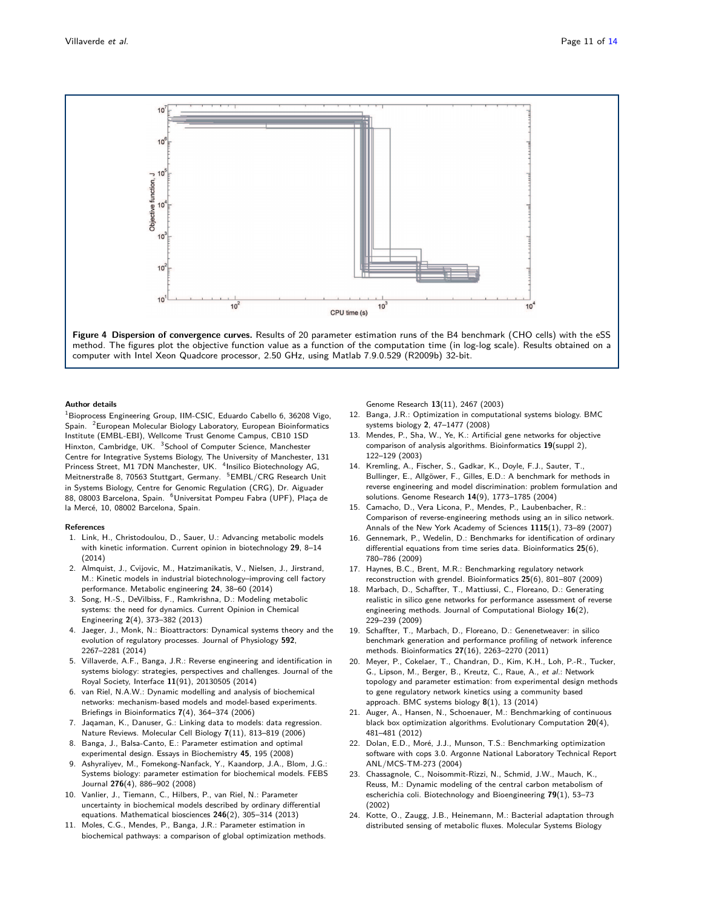**Figure 4 Dispersion of convergence curves.** Results of 20 parameter estimation runs of the B4 benchmark (CHO cells) with the eSS method. The figures plot the objective function value as a function of the computation time (in log-log scale). Results obtained on a computer with Intel Xeon Quadcore processor, 2.50 GHz, using Matlab 7.9.0.529 (R2009b) 32-bit.

#### Author details

[1]Bioprocess Engineering Group, IIM-CSIC, Eduardo Cabello 6, 36208 Vigo, Spain. [2]European Molecular Biology Laboratory, European Bioinformatics Institute (EMBL-EBI), Wellcome Trust Genome Campus, CB10 1SD Hinxton, Cambridge, UK. [3]School of Computer Science, Manchester Centre for Integrative Systems Biology, The University of Manchester, 131 Princess Street, M1 7DN Manchester, UK. [4]Insilico Biotechnology AG, Meitnerstraße 8, 70563 Stuttgart, Germany. [5]EMBL/CRG Research Unit in Systems Biology, Centre for Genomic Regulation (CRG), Dr. Aiguader 88, 08003 Barcelona, Spain. [6]Universitat Pompeu Fabra (UPF), Plaça de la Mercé, 10, 08002 Barcelona, Spain.

#### References

1. Link, H., Christodoulou, D., Sauer, U.: Advancing metabolic models with kinetic information. Current opinion in biotechnology **29**, 8–14 (2014)
2. Almquist, J., Cvijovic, M., Hatzimanikatis, V., Nielsen, J., Jirstrand, M.: Kinetic models in industrial biotechnology–improving cell factory performance. Metabolic engineering **24**, 38–60 (2014)
3. Song, H.-S., DeVilbiss, F., Ramkrishna, D.: Modeling metabolic systems: the need for dynamics. Current Opinion in Chemical Engineering **2**(4), 373–382 (2013)
4. Jaeger, J., Monk, N.: Bioattractors: Dynamical systems theory and the evolution of regulatory processes. Journal of Physiology **592**, 2267–2281 (2014)
5. Villaverde, A.F., Banga, J.R.: Reverse engineering and identification in systems biology: strategies, perspectives and challenges. Journal of the Royal Society, Interface **11**(91), 20130505 (2014)
6. van Riel, N.A.W.: Dynamic modelling and analysis of biochemical networks: mechanism-based models and model-based experiments. Briefings in Bioinformatics **7**(4), 364–374 (2006)
7. Jaqaman, K., Danuser, G.: Linking data to models: data regression. Nature Reviews. Molecular Cell Biology **7**(11), 813–819 (2006)
8. Banga, J., Balsa-Canto, E.: Parameter estimation and optimal experimental design. Essays in Biochemistry **45**, 195 (2008)
9. Ashyraliyev, M., Fomekong-Nanfack, Y., Kaandorp, J.A., Blom, J.G.: Systems biology: parameter estimation for biochemical models. FEBS Journal **276**(4), 886–902 (2008)
10. Vanlier, J., Tiemann, C., Hilbers, P., van Riel, N.: Parameter uncertainty in biochemical models described by ordinary differential equations. Mathematical biosciences **246**(2), 305–314 (2013)
11. Moles, C.G., Mendes, P., Banga, J.R.: Parameter estimation in biochemical pathways: a comparison of global optimization methods. Genome Research **13**(11), 2467 (2003)
12. Banga, J.R.: Optimization in computational systems biology. BMC systems biology **2**, 47–1477 (2008)
13. Mendes, P., Sha, W., Ye, K.: Artificial gene networks for objective comparison of analysis algorithms. Bioinformatics **19**(suppl 2), 122–129 (2003)
14. Kremling, A., Fischer, S., Gadkar, K., Doyle, F.J., Sauter, T., Bullinger, E., Allgöwer, F., Gilles, E.D.: A benchmark for methods in reverse engineering and model discrimination: problem formulation and solutions. Genome Research **14**(9), 1773–1785 (2004)
15. Camacho, D., Vera Licona, P., Mendes, P., Laubenbacher, R.: Comparison of reverse-engineering methods using an in silico network. Annals of the New York Academy of Sciences **1115**(1), 73–89 (2007)
16. Gennemark, P., Wedelin, D.: Benchmarks for identification of ordinary differential equations from time series data. Bioinformatics **25**(6), 780–786 (2009)
17. Haynes, B.C., Brent, M.R.: Benchmarking regulatory network reconstruction with grendel. Bioinformatics **25**(6), 801–807 (2009)
18. Marbach, D., Schaffter, T., Mattiussi, C., Floreano, D.: Generating realistic in silico gene networks for performance assessment of reverse engineering methods. Journal of Computational Biology **16**(2), 229–239 (2009)
19. Schaffter, T., Marbach, D., Floreano, D.: Genenetweaver: in silico benchmark generation and performance profiling of network inference methods. Bioinformatics **27**(16), 2263–2270 (2011)
20. Meyer, P., Cokelaer, T., Chandran, D., Kim, K.H., Loh, P.-R., Tucker, G., Lipson, M., Berger, B., Kreutz, C., Raue, A., *et al.*: Network topology and parameter estimation: from experimental design methods to gene regulatory network kinetics using a community based approach. BMC systems biology **8**(1), 13 (2014)
21. Auger, A., Hansen, N., Schoenauer, M.: Benchmarking of continuous black box optimization algorithms. Evolutionary Computation **20**(4), 481–481 (2012)
22. Dolan, E.D., Moré, J.J., Munson, T.S.: Benchmarking optimization software with cops 3.0. Argonne National Laboratory Technical Report ANL/MCS-TM-273 (2004)
23. Chassagnole, C., Noisommit-Rizzi, N., Schmid, J.W., Mauch, K., Reuss, M.: Dynamic modeling of the central carbon metabolism of escherichia coli. Biotechnology and Bioengineering **79**(1), 53–73 (2002)
24. Kotte, O., Zaugg, J.B., Heinemann, M.: Bacterial adaptation through distributed sensing of metabolic fluxes. Molecular Systems Biology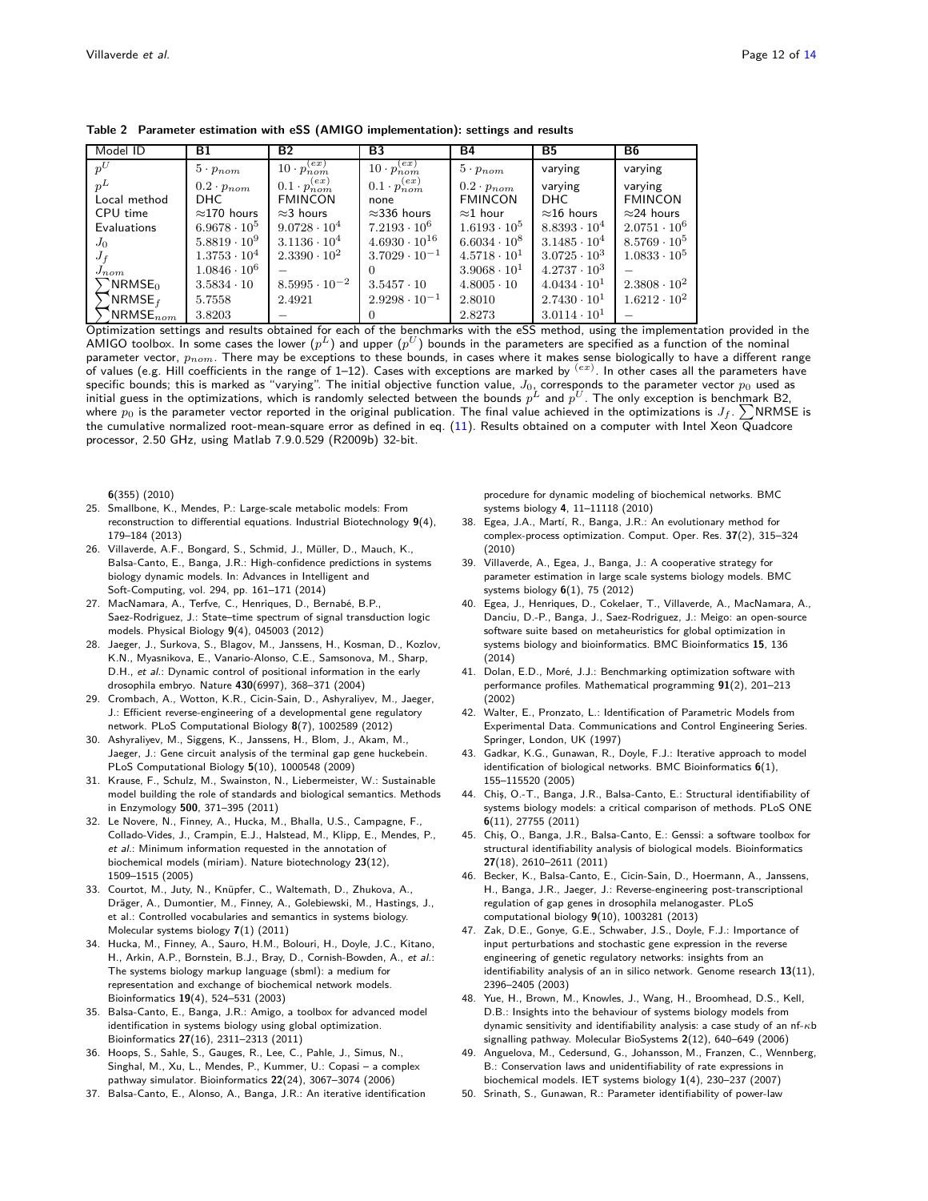**Table 2 Parameter estimation with eSS (AMIGO implementation): settings and results**

| Model ID | B1 | B2 | B3 | B4 | B5 | B6 |
|---|---|---|---|---|---|---|
| $p^U$ | $5 \cdot p_{nom}$ | $10 \cdot p_{nom}^{(ex)}$ | $10 \cdot p_{nom}^{(ex)}$ | $5 \cdot p_{nom}$ | varying | varying |
| $p^L$ | $0.2 \cdot p_{nom}$ | $0.1 \cdot p_{nom}^{(ex)}$ | $0.1 \cdot p_{nom}^{(ex)}$ | $0.2 \cdot p_{nom}$ | varying | varying |
| Local method | DHC | FMINCON | none | FMINCON | DHC | FMINCON |
| CPU time | ≈170 hours | ≈3 hours | ≈336 hours | ≈1 hour | ≈16 hours | ≈24 hours |
| Evaluations | $6.9678 \cdot 10^5$ | $9.0728 \cdot 10^4$ | $7.2193 \cdot 10^6$ | $1.6193 \cdot 10^5$ | $8.8393 \cdot 10^4$ | $2.0751 \cdot 10^6$ |
| $J_0$ | $5.8819 \cdot 10^9$ | $3.1136 \cdot 10^4$ | $4.6930 \cdot 10^{16}$ | $6.6034 \cdot 10^8$ | $3.1485 \cdot 10^4$ | $8.5769 \cdot 10^5$ |
| $J_f$ | $1.3753 \cdot 10^4$ | $2.3390 \cdot 10^2$ | $3.7029 \cdot 10^{-1}$ | $4.5718 \cdot 10^1$ | $3.0725 \cdot 10^3$ | $1.0833 \cdot 10^5$ |
| $J_{nom}$ | $1.0846 \cdot 10^6$ | – | $0$ | $3.9068 \cdot 10^1$ | $4.2737 \cdot 10^3$ | – |
| $\sum$NRMSE$_0$ | $3.5834 \cdot 10$ | $8.5995 \cdot 10^{-2}$ | $3.5457 \cdot 10$ | $4.8005 \cdot 10$ | $4.0434 \cdot 10^1$ | $2.3808 \cdot 10^2$ |
| $\sum$NRMSE$_f$ | $5.7558$ | $2.4921$ | $2.9298 \cdot 10^{-1}$ | $2.8010$ | $2.7430 \cdot 10^1$ | $1.6212 \cdot 10^2$ |
| $\sum$NRMSE$_{nom}$ | $3.8203$ | – | $0$ | $2.8273$ | $3.0114 \cdot 10^1$ | – |

Optimization settings and results obtained for each of the benchmarks with the eSS method, using the implementation provided in the AMIGO toolbox. In some cases the lower ($p^L$) and upper ($p^U$) bounds in the parameters are specified as a function of the nominal parameter vector, $p_{nom}$. There may be exceptions to these bounds, in cases where it makes sense biologically to have a different range of values (e.g. Hill coefficients in the range of 1–12). Cases with exceptions are marked by $^{(ex)}$. In other cases all the parameters have specific bounds; this is marked as "varying". The initial objective function value, $J_0$, corresponds to the parameter vector $p_0$ used as initial guess in the optimizations, which is randomly selected between the bounds $p^L$ and $p^U$. The only exception is benchmark B2, where $p_0$ is the parameter vector reported in the original publication. The final value achieved in the optimizations is $J_f$. $\sum$NRMSE is the cumulative normalized root-mean-square error as defined in eq. (11). Results obtained on a computer with Intel Xeon Quadcore processor, 2.50 GHz, using Matlab 7.9.0.529 (R2009b) 32-bit.

**6**(355) (2010)

25. Smallbone, K., Mendes, P.: Large-scale metabolic models: From reconstruction to differential equations. Industrial Biotechnology **9**(4), 179–184 (2013)
26. Villaverde, A.F., Bongard, S., Schmid, J., Müller, D., Mauch, K., Balsa-Canto, E., Banga, J.R.: High-confidence predictions in systems biology dynamic models. In: Advances in Intelligent and Soft-Computing, vol. 294, pp. 161–171 (2014)
27. MacNamara, A., Terfve, C., Henriques, D., Bernabé, B.P., Saez-Rodriguez, J.: State–time spectrum of signal transduction logic models. Physical Biology **9**(4), 045003 (2012)
28. Jaeger, J., Surkova, S., Blagov, M., Janssens, H., Kosman, D., Kozlov, K.N., Myasnikova, E., Vanario-Alonso, C.E., Samsonova, M., Sharp, D.H., *et al.*: Dynamic control of positional information in the early drosophila embryo. Nature **430**(6997), 368–371 (2004)
29. Crombach, A., Wotton, K.R., Cicin-Sain, D., Ashyraliyev, M., Jaeger, J.: Efficient reverse-engineering of a developmental gene regulatory network. PLoS Computational Biology **8**(7), 1002589 (2012)
30. Ashyraliyev, M., Siggens, K., Janssens, H., Blom, J., Akam, M., Jaeger, J.: Gene circuit analysis of the terminal gap gene huckebein. PLoS Computational Biology **5**(10), 1000548 (2009)
31. Krause, F., Schulz, M., Swainston, N., Liebermeister, W.: Sustainable model building the role of standards and biological semantics. Methods in Enzymology **500**, 371–395 (2011)
32. Le Novere, N., Finney, A., Hucka, M., Bhalla, U.S., Campagne, F., Collado-Vides, J., Crampin, E.J., Halstead, M., Klipp, E., Mendes, P., *et al.*: Minimum information requested in the annotation of biochemical models (miriam). Nature biotechnology **23**(12), 1509–1515 (2005)
33. Courtot, M., Juty, N., Knüpfer, C., Waltemath, D., Zhukova, A., Dräger, A., Dumontier, M., Finney, A., Golebiewski, M., Hastings, J., et al.: Controlled vocabularies and semantics in systems biology. Molecular systems biology **7**(1) (2011)
34. Hucka, M., Finney, A., Sauro, H.M., Bolouri, H., Doyle, J.C., Kitano, H., Arkin, A.P., Bornstein, B.J., Bray, D., Cornish-Bowden, A., *et al.*: The systems biology markup language (sbml): a medium for representation and exchange of biochemical network models. Bioinformatics **19**(4), 524–531 (2003)
35. Balsa-Canto, E., Banga, J.R.: Amigo, a toolbox for advanced model identification in systems biology using global optimization. Bioinformatics **27**(16), 2311–2313 (2011)
36. Hoops, S., Sahle, S., Gauges, R., Lee, C., Pahle, J., Simus, N., Singhal, M., Xu, L., Mendes, P., Kummer, U.: Copasi – a complex pathway simulator. Bioinformatics **22**(24), 3067–3074 (2006)
37. Balsa-Canto, E., Alonso, A., Banga, J.R.: An iterative identification procedure for dynamic modeling of biochemical networks. BMC systems biology **4**, 11–11118 (2010)
38. Egea, J.A., Martí, R., Banga, J.R.: An evolutionary method for complex-process optimization. Comput. Oper. Res. **37**(2), 315–324 (2010)
39. Villaverde, A., Egea, J., Banga, J.: A cooperative strategy for parameter estimation in large scale systems biology models. BMC systems biology **6**(1), 75 (2012)
40. Egea, J., Henriques, D., Cokelaer, T., Villaverde, A., MacNamara, A., Danciu, D.-P., Banga, J., Saez-Rodriguez, J.: Meigo: an open-source software suite based on metaheuristics for global optimization in systems biology and bioinformatics. BMC Bioinformatics **15**, 136 (2014)
41. Dolan, E.D., Moré, J.J.: Benchmarking optimization software with performance profiles. Mathematical programming **91**(2), 201–213 (2002)
42. Walter, E., Pronzato, L.: Identification of Parametric Models from Experimental Data. Communications and Control Engineering Series. Springer, London, UK (1997)
43. Gadkar, K.G., Gunawan, R., Doyle, F.J.: Iterative approach to model identification of biological networks. BMC Bioinformatics **6**(1), 155–115520 (2005)
44. Chiș, O.-T., Banga, J.R., Balsa-Canto, E.: Structural identifiability of systems biology models: a critical comparison of methods. PLoS ONE **6**(11), 27755 (2011)
45. Chiș, O., Banga, J.R., Balsa-Canto, E.: Genssi: a software toolbox for structural identifiability analysis of biological models. Bioinformatics **27**(18), 2610–2611 (2011)
46. Becker, K., Balsa-Canto, E., Cicin-Sain, D., Hoermann, A., Janssens, H., Banga, J.R., Jaeger, J.: Reverse-engineering post-transcriptional regulation of gap genes in drosophila melanogaster. PLoS computational biology **9**(10), 1003281 (2013)
47. Zak, D.E., Gonye, G.E., Schwaber, J.S., Doyle, F.J.: Importance of input perturbations and stochastic gene expression in the reverse engineering of genetic regulatory networks: insights from an identifiability analysis of an in silico network. Genome research **13**(11), 2396–2405 (2003)
48. Yue, H., Brown, M., Knowles, J., Wang, H., Broomhead, D.S., Kell, D.B.: Insights into the behaviour of systems biology models from dynamic sensitivity and identifiability analysis: a case study of an nf-$\kappa$b signalling pathway. Molecular BioSystems **2**(12), 640–649 (2006)
49. Anguelova, M., Cedersund, G., Johansson, M., Franzen, C., Wennberg, B.: Conservation laws and unidentifiability of rate expressions in biochemical models. IET systems biology **1**(4), 230–237 (2007)
50. Srinath, S., Gunawan, R.: Parameter identifiability of power-law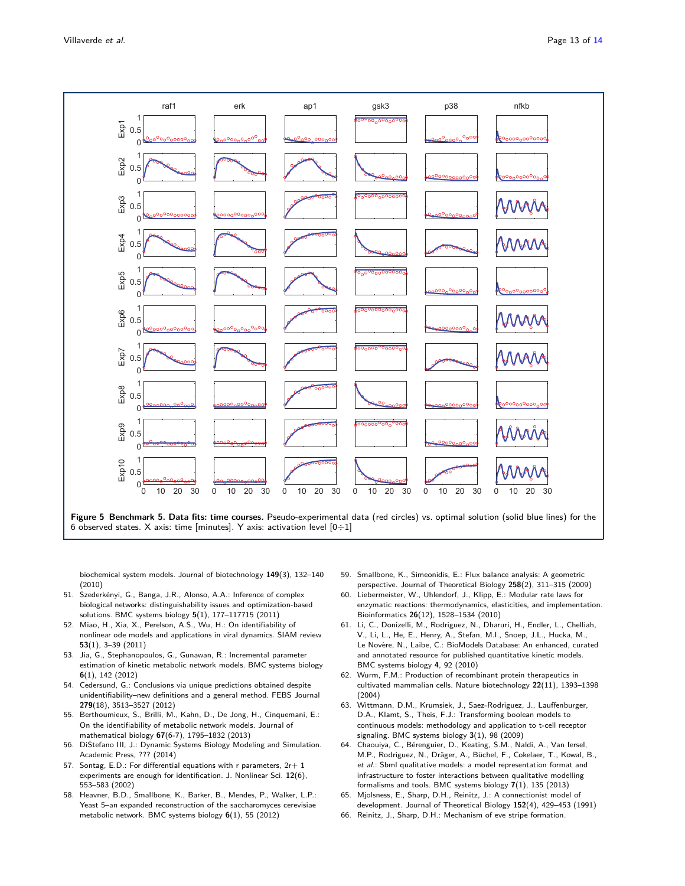**Figure 5 Benchmark 5. Data fits: time courses.** Pseudo-experimental data (red circles) vs. optimal solution (solid blue lines) for the 6 observed states. X axis: time [minutes]. Y axis: activation level [0÷1]

biochemical system models. Journal of biotechnology **149**(3), 132–140 (2010)

51. Szederkényi, G., Banga, J.R., Alonso, A.A.: Inference of complex biological networks: distinguishability issues and optimization-based solutions. BMC systems biology **5**(1), 177–117715 (2011)
52. Miao, H., Xia, X., Perelson, A.S., Wu, H.: On identifiability of nonlinear ode models and applications in viral dynamics. SIAM review **53**(1), 3–39 (2011)
53. Jia, G., Stephanopoulos, G., Gunawan, R.: Incremental parameter estimation of kinetic metabolic network models. BMC systems biology **6**(1), 142 (2012)
54. Cedersund, G.: Conclusions via unique predictions obtained despite unidentifiability–new definitions and a general method. FEBS Journal **279**(18), 3513–3527 (2012)
55. Berthoumieux, S., Brilli, M., Kahn, D., De Jong, H., Cinquemani, E.: On the identifiability of metabolic network models. Journal of mathematical biology **67**(6-7), 1795–1832 (2013)
56. DiStefano III, J.: Dynamic Systems Biology Modeling and Simulation. Academic Press, ??? (2014)
57. Sontag, E.D.: For differential equations with r parameters, 2r+ 1 experiments are enough for identification. J. Nonlinear Sci. **12**(6), 553–583 (2002)
58. Heavner, B.D., Smallbone, K., Barker, B., Mendes, P., Walker, L.P.: Yeast 5–an expanded reconstruction of the saccharomyces cerevisiae metabolic network. BMC systems biology **6**(1), 55 (2012)
59. Smallbone, K., Simeonidis, E.: Flux balance analysis: A geometric perspective. Journal of Theoretical Biology **258**(2), 311–315 (2009)
60. Liebermeister, W., Uhlendorf, J., Klipp, E.: Modular rate laws for enzymatic reactions: thermodynamics, elasticities, and implementation. Bioinformatics **26**(12), 1528–1534 (2010)
61. Li, C., Donizelli, M., Rodriguez, N., Dharuri, H., Endler, L., Chelliah, V., Li, L., He, E., Henry, A., Stefan, M.I., Snoep, J.L., Hucka, M., Le Novère, N., Laibe, C.: BioModels Database: An enhanced, curated and annotated resource for published quantitative kinetic models. BMC systems biology **4**, 92 (2010)
62. Wurm, F.M.: Production of recombinant protein therapeutics in cultivated mammalian cells. Nature biotechnology **22**(11), 1393–1398 (2004)
63. Wittmann, D.M., Krumsiek, J., Saez-Rodriguez, J., Lauffenburger, D.A., Klamt, S., Theis, F.J.: Transforming boolean models to continuous models: methodology and application to t-cell receptor signaling. BMC systems biology **3**(1), 98 (2009)
64. Chaouiya, C., Bérenguier, D., Keating, S.M., Naldi, A., Van Iersel, M.P., Rodriguez, N., Dräger, A., Büchel, F., Cokelaer, T., Kowal, B., *et al.*: Sbml qualitative models: a model representation format and infrastructure to foster interactions between qualitative modelling formalisms and tools. BMC systems biology **7**(1), 135 (2013)
65. Mjolsness, E., Sharp, D.H., Reinitz, J.: A connectionist model of development. Journal of Theoretical Biology **152**(4), 429–453 (1991)
66. Reinitz, J., Sharp, D.H.: Mechanism of eve stripe formation.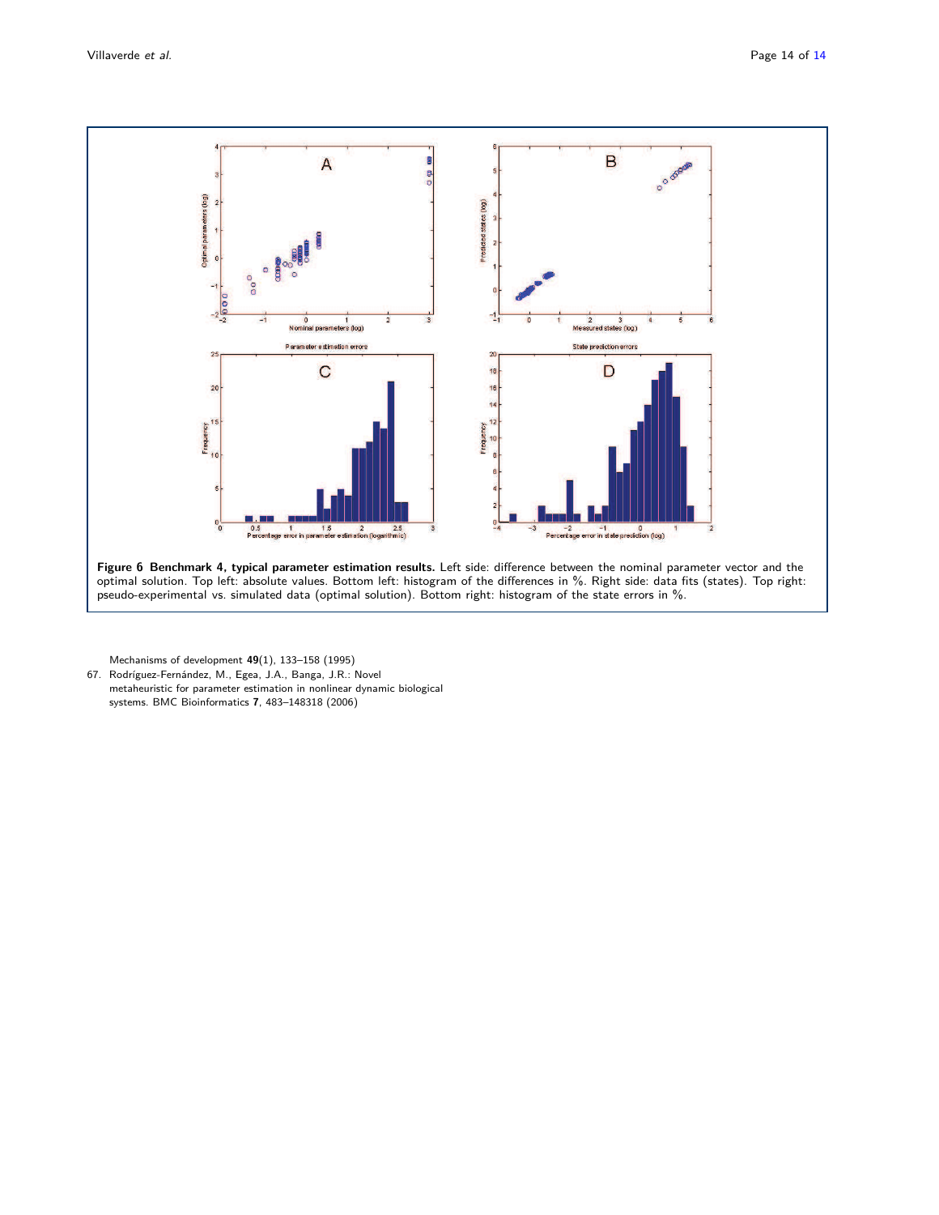A

Optimal parameters (log)

Nominal parameters (log)

B

Predicted states (log)

Measured states (log)

Parameter estimation errors

C

Frequency

Percentage error in parameter estimation (logarithmic)

State prediction errors

D

Frequency

Percentage error in state prediction (log)

**Figure 6 Benchmark 4, typical parameter estimation results.** Left side: difference between the nominal parameter vector and the optimal solution. Top left: absolute values. Bottom left: histogram of the differences in %. Right side: data fits (states). Top right: pseudo-experimental vs. simulated data (optimal solution). Bottom right: histogram of the state errors in %.

Mechanisms of development **49**(1), 133–158 (1995)

67. Rodríguez-Fernández, M., Egea, J.A., Banga, J.R.: Novel metaheuristic for parameter estimation in nonlinear dynamic biological systems. BMC Bioinformatics **7**, 483–148318 (2006)